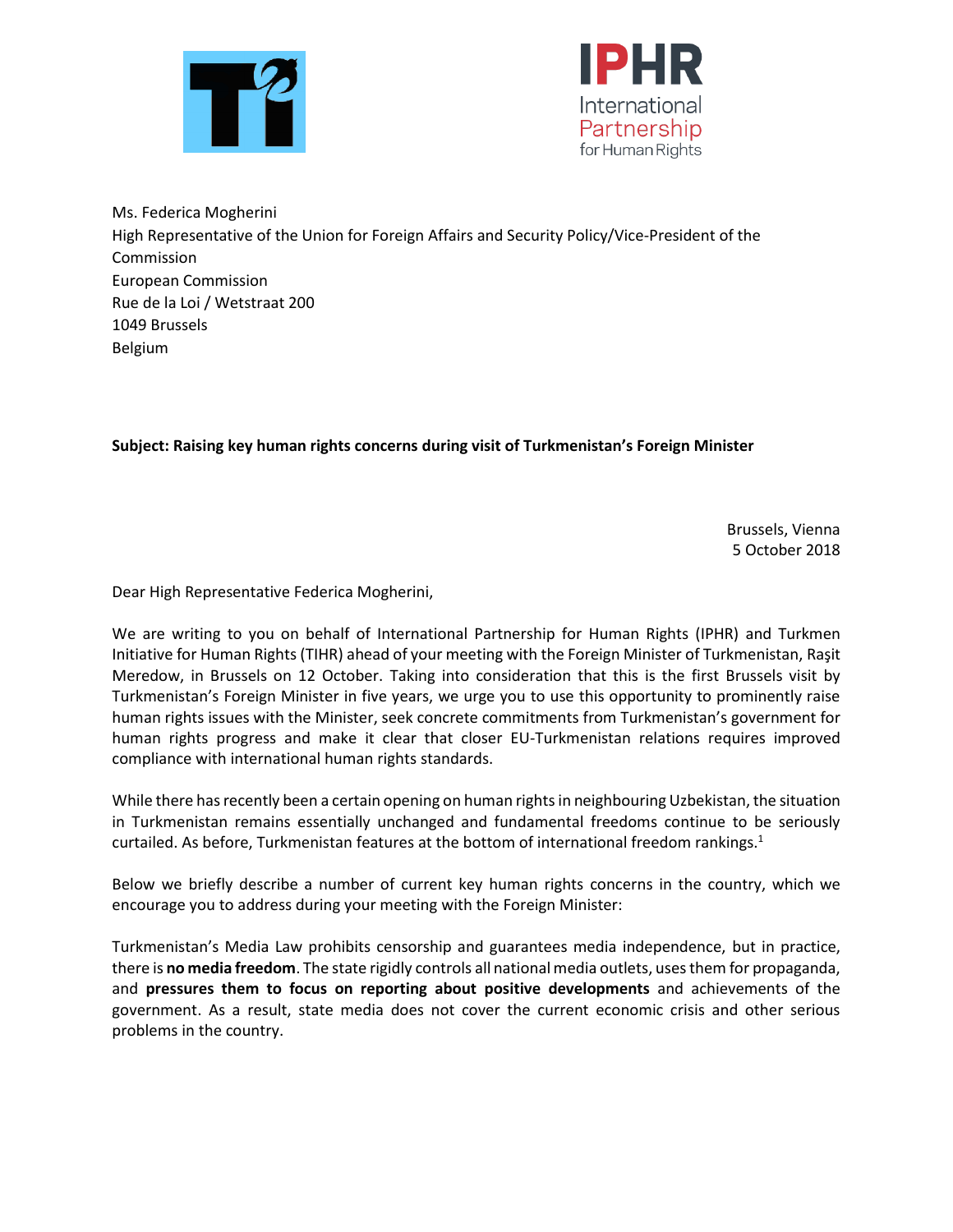Ms. Federica Mogherini
High Representative of the Union for Foreign Affairs and Security Policy/Vice-President of the Commission
European Commission
Rue de la Loi / Wetstraat 200
1049 Brussels
Belgium

**Subject: Raising key human rights concerns during visit of Turkmenistan's Foreign Minister**

Brussels, Vienna
5 October 2018

Dear High Representative Federica Mogherini,

We are writing to you on behalf of International Partnership for Human Rights (IPHR) and Turkmen Initiative for Human Rights (TIHR) ahead of your meeting with the Foreign Minister of Turkmenistan, Raşit Meredow, in Brussels on 12 October. Taking into consideration that this is the first Brussels visit by Turkmenistan's Foreign Minister in five years, we urge you to use this opportunity to prominently raise human rights issues with the Minister, seek concrete commitments from Turkmenistan's government for human rights progress and make it clear that closer EU-Turkmenistan relations requires improved compliance with international human rights standards.

While there has recently been a certain opening on human rights in neighbouring Uzbekistan, the situation in Turkmenistan remains essentially unchanged and fundamental freedoms continue to be seriously curtailed. As before, Turkmenistan features at the bottom of international freedom rankings.[1]

Below we briefly describe a number of current key human rights concerns in the country, which we encourage you to address during your meeting with the Foreign Minister:

Turkmenistan's Media Law prohibits censorship and guarantees media independence, but in practice, there is **no media freedom**. The state rigidly controls all national media outlets, uses them for propaganda, and **pressures them to focus on reporting about positive developments** and achievements of the government. As a result, state media does not cover the current economic crisis and other serious problems in the country.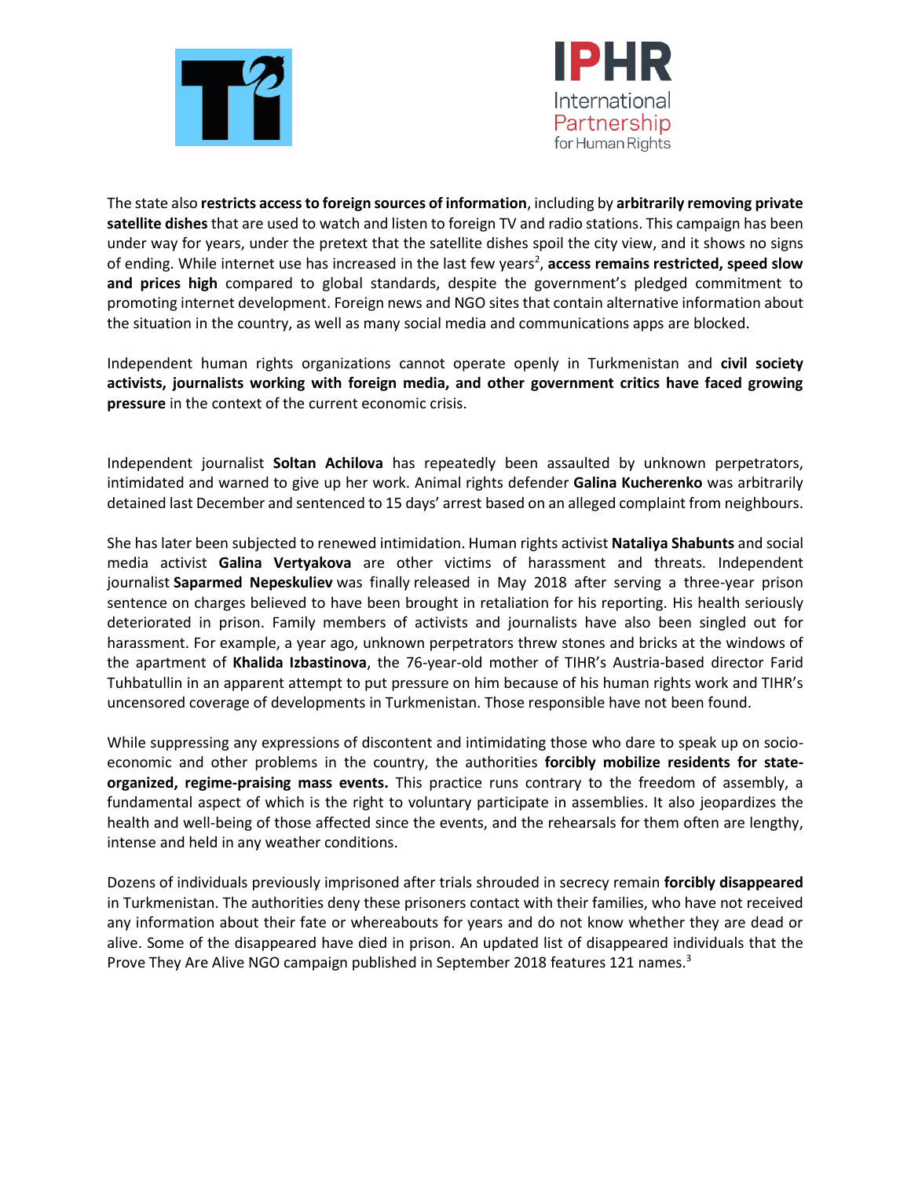The state also **restricts access to foreign sources of information**, including by **arbitrarily removing private satellite dishes** that are used to watch and listen to foreign TV and radio stations. This campaign has been under way for years, under the pretext that the satellite dishes spoil the city view, and it shows no signs of ending. While internet use has increased in the last few years[2], **access remains restricted, speed slow and prices high** compared to global standards, despite the government's pledged commitment to promoting internet development. Foreign news and NGO sites that contain alternative information about the situation in the country, as well as many social media and communications apps are blocked.

Independent human rights organizations cannot operate openly in Turkmenistan and **civil society activists, journalists working with foreign media, and other government critics have faced growing pressure** in the context of the current economic crisis.

Independent journalist **Soltan Achilova** has repeatedly been assaulted by unknown perpetrators, intimidated and warned to give up her work. Animal rights defender **Galina Kucherenko** was arbitrarily detained last December and sentenced to 15 days' arrest based on an alleged complaint from neighbours.

She has later been subjected to renewed intimidation. Human rights activist **Nataliya Shabunts** and social media activist **Galina Vertyakova** are other victims of harassment and threats. Independent journalist **Saparmed Nepeskuliev** was finally released in May 2018 after serving a three-year prison sentence on charges believed to have been brought in retaliation for his reporting. His health seriously deteriorated in prison. Family members of activists and journalists have also been singled out for harassment. For example, a year ago, unknown perpetrators threw stones and bricks at the windows of the apartment of **Khalida Izbastinova**, the 76-year-old mother of TIHR's Austria-based director Farid Tuhbatullin in an apparent attempt to put pressure on him because of his human rights work and TIHR's uncensored coverage of developments in Turkmenistan. Those responsible have not been found.

While suppressing any expressions of discontent and intimidating those who dare to speak up on socio-economic and other problems in the country, the authorities **forcibly mobilize residents for state-organized, regime-praising mass events.** This practice runs contrary to the freedom of assembly, a fundamental aspect of which is the right to voluntary participate in assemblies. It also jeopardizes the health and well-being of those affected since the events, and the rehearsals for them often are lengthy, intense and held in any weather conditions.

Dozens of individuals previously imprisoned after trials shrouded in secrecy remain **forcibly disappeared** in Turkmenistan. The authorities deny these prisoners contact with their families, who have not received any information about their fate or whereabouts for years and do not know whether they are dead or alive. Some of the disappeared have died in prison. An updated list of disappeared individuals that the Prove They Are Alive NGO campaign published in September 2018 features 121 names.[3]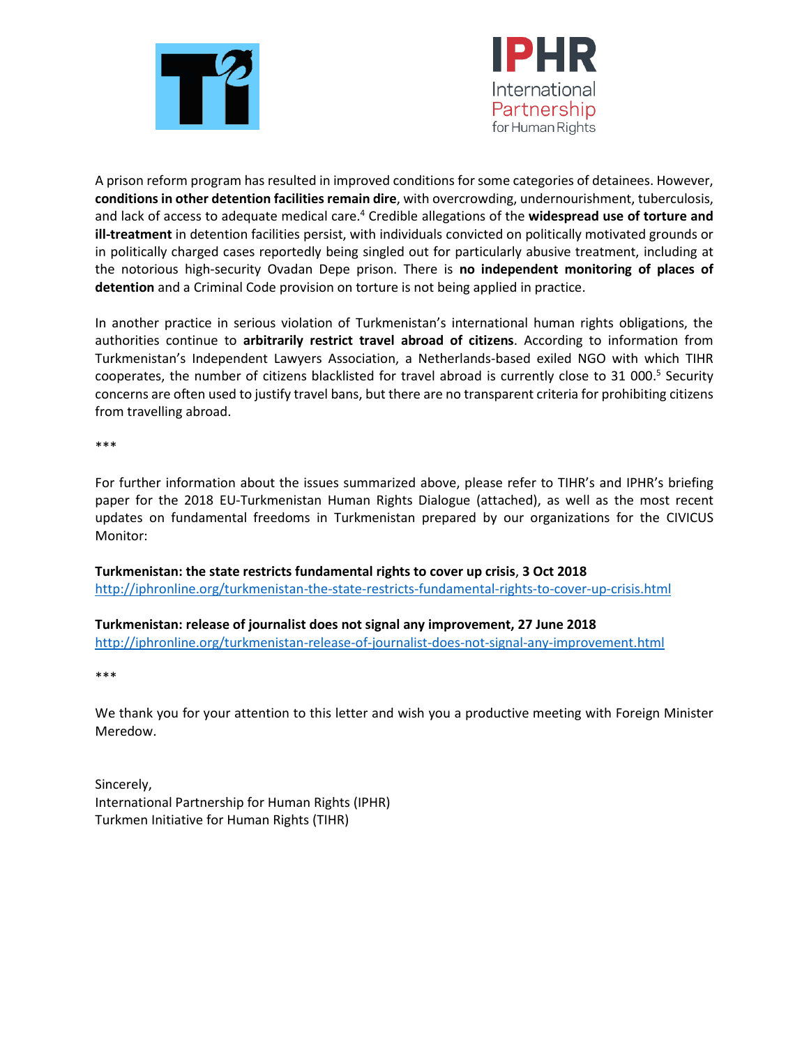A prison reform program has resulted in improved conditions for some categories of detainees. However, **conditions in other detention facilities remain dire**, with overcrowding, undernourishment, tuberculosis, and lack of access to adequate medical care.[4] Credible allegations of the **widespread use of torture and ill-treatment** in detention facilities persist, with individuals convicted on politically motivated grounds or in politically charged cases reportedly being singled out for particularly abusive treatment, including at the notorious high-security Ovadan Depe prison. There is **no independent monitoring of places of detention** and a Criminal Code provision on torture is not being applied in practice.

In another practice in serious violation of Turkmenistan's international human rights obligations, the authorities continue to **arbitrarily restrict travel abroad of citizens**. According to information from Turkmenistan's Independent Lawyers Association, a Netherlands-based exiled NGO with which TIHR cooperates, the number of citizens blacklisted for travel abroad is currently close to 31 000.[5] Security concerns are often used to justify travel bans, but there are no transparent criteria for prohibiting citizens from travelling abroad.

***

For further information about the issues summarized above, please refer to TIHR's and IPHR's briefing paper for the 2018 EU-Turkmenistan Human Rights Dialogue (attached), as well as the most recent updates on fundamental freedoms in Turkmenistan prepared by our organizations for the CIVICUS Monitor:

**Turkmenistan: the state restricts fundamental rights to cover up crisis**, **3 Oct 2018**
http://iphronline.org/turkmenistan-the-state-restricts-fundamental-rights-to-cover-up-crisis.html

**Turkmenistan: release of journalist does not signal any improvement, 27 June 2018**
http://iphronline.org/turkmenistan-release-of-journalist-does-not-signal-any-improvement.html

***

We thank you for your attention to this letter and wish you a productive meeting with Foreign Minister Meredow.

Sincerely,
International Partnership for Human Rights (IPHR)
Turkmen Initiative for Human Rights (TIHR)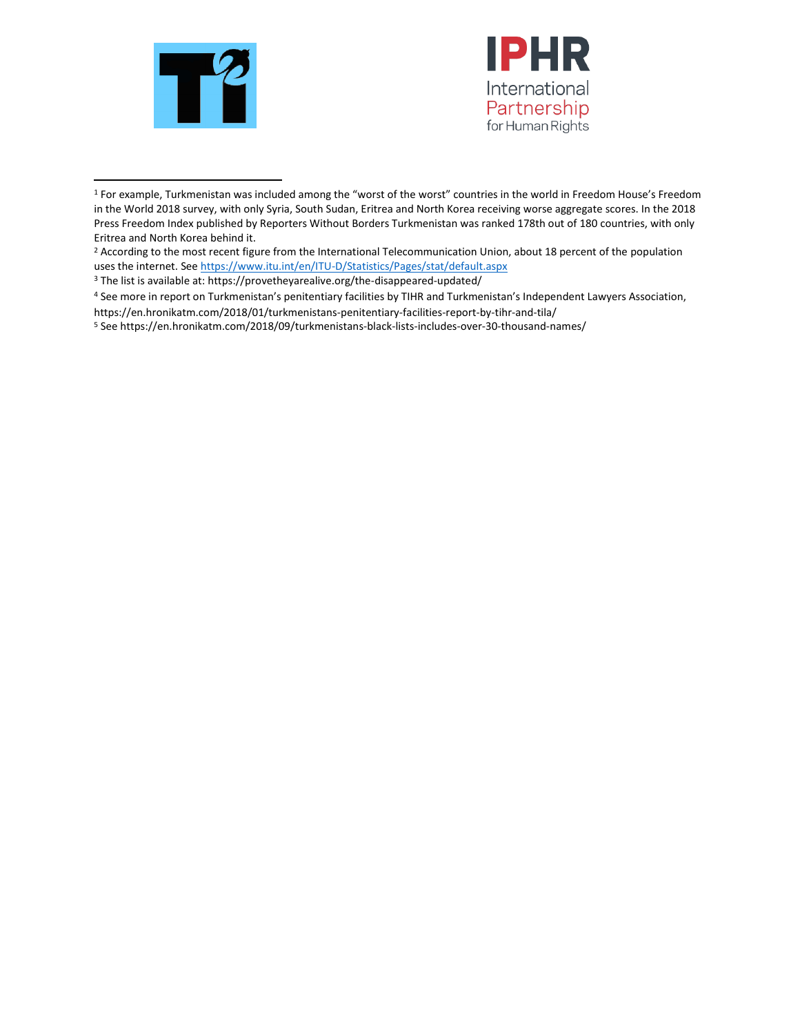[1] For example, Turkmenistan was included among the "worst of the worst" countries in the world in Freedom House's Freedom in the World 2018 survey, with only Syria, South Sudan, Eritrea and North Korea receiving worse aggregate scores. In the 2018 Press Freedom Index published by Reporters Without Borders Turkmenistan was ranked 178th out of 180 countries, with only Eritrea and North Korea behind it.

[2] According to the most recent figure from the International Telecommunication Union, about 18 percent of the population uses the internet. See https://www.itu.int/en/ITU-D/Statistics/Pages/stat/default.aspx

[3] The list is available at: https://provetheyarealive.org/the-disappeared-updated/

[4] See more in report on Turkmenistan's penitentiary facilities by TIHR and Turkmenistan's Independent Lawyers Association, https://en.hronikatm.com/2018/01/turkmenistans-penitentiary-facilities-report-by-tihr-and-tila/

[5] See https://en.hronikatm.com/2018/09/turkmenistans-black-lists-includes-over-30-thousand-names/